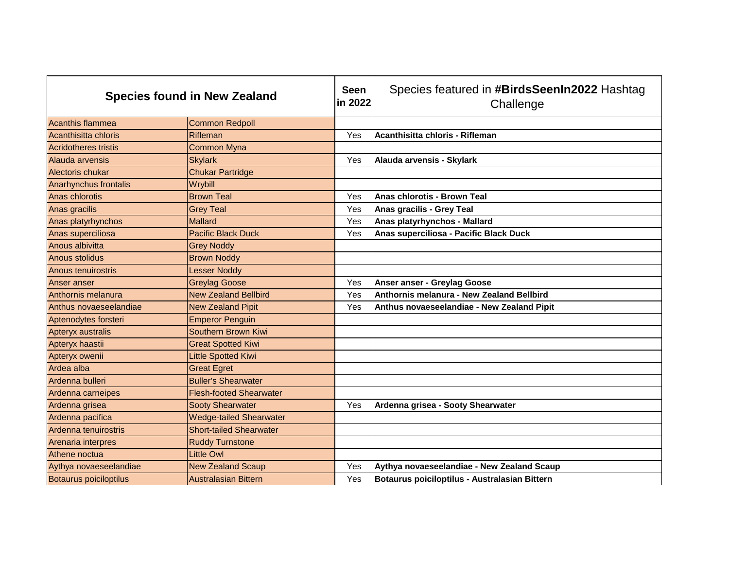| Species found in New Zealand | | Seen in 2022 | Species featured in **#BirdsSeenIn2022** Hashtag Challenge |
|---|---|---|---|
| Acanthis flammea | Common Redpoll | | |
| Acanthisitta chloris | Rifleman | Yes | **Acanthisitta chloris - Rifleman** |
| Acridotheres tristis | Common Myna | | |
| Alauda arvensis | Skylark | Yes | **Alauda arvensis - Skylark** |
| Alectoris chukar | Chukar Partridge | | |
| Anarhynchus frontalis | Wrybill | | |
| Anas chlorotis | Brown Teal | Yes | **Anas chlorotis - Brown Teal** |
| Anas gracilis | Grey Teal | Yes | **Anas gracilis - Grey Teal** |
| Anas platyrhynchos | Mallard | Yes | **Anas platyrhynchos - Mallard** |
| Anas superciliosa | Pacific Black Duck | Yes | **Anas superciliosa - Pacific Black Duck** |
| Anous albivitta | Grey Noddy | | |
| Anous stolidus | Brown Noddy | | |
| Anous tenuirostris | Lesser Noddy | | |
| Anser anser | Greylag Goose | Yes | **Anser anser - Greylag Goose** |
| Anthornis melanura | New Zealand Bellbird | Yes | **Anthornis melanura - New Zealand Bellbird** |
| Anthus novaeseelandiae | New Zealand Pipit | Yes | **Anthus novaeseelandiae - New Zealand Pipit** |
| Aptenodytes forsteri | Emperor Penguin | | |
| Apteryx australis | Southern Brown Kiwi | | |
| Apteryx haastii | Great Spotted Kiwi | | |
| Apteryx owenii | Little Spotted Kiwi | | |
| Ardea alba | Great Egret | | |
| Ardenna bulleri | Buller's Shearwater | | |
| Ardenna carneipes | Flesh-footed Shearwater | | |
| Ardenna grisea | Sooty Shearwater | Yes | **Ardenna grisea - Sooty Shearwater** |
| Ardenna pacifica | Wedge-tailed Shearwater | | |
| Ardenna tenuirostris | Short-tailed Shearwater | | |
| Arenaria interpres | Ruddy Turnstone | | |
| Athene noctua | Little Owl | | |
| Aythya novaeseelandiae | New Zealand Scaup | Yes | **Aythya novaeseelandiae - New Zealand Scaup** |
| Botaurus poiciloptilus | Australasian Bittern | Yes | **Botaurus poiciloptilus - Australasian Bittern** |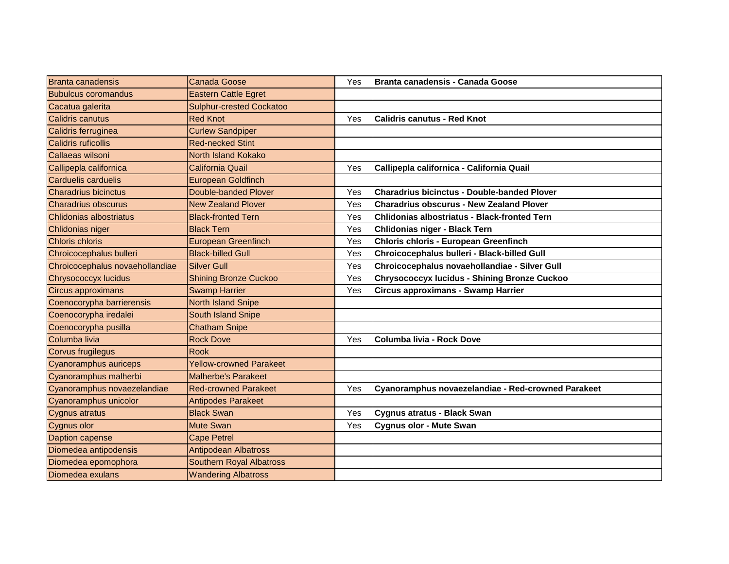| | | | |
|---|---|---|---|
| Branta canadensis | Canada Goose | Yes | **Branta canadensis - Canada Goose** |
| Bubulcus coromandus | Eastern Cattle Egret | | |
| Cacatua galerita | Sulphur-crested Cockatoo | | |
| Calidris canutus | Red Knot | Yes | **Calidris canutus - Red Knot** |
| Calidris ferruginea | Curlew Sandpiper | | |
| Calidris ruficollis | Red-necked Stint | | |
| Callaeas wilsoni | North Island Kokako | | |
| Callipepla californica | California Quail | Yes | **Callipepla californica - California Quail** |
| Carduelis carduelis | European Goldfinch | | |
| Charadrius bicinctus | Double-banded Plover | Yes | **Charadrius bicinctus - Double-banded Plover** |
| Charadrius obscurus | New Zealand Plover | Yes | **Charadrius obscurus - New Zealand Plover** |
| Chlidonias albostriatus | Black-fronted Tern | Yes | **Chlidonias albostriatus - Black-fronted Tern** |
| Chlidonias niger | Black Tern | Yes | **Chlidonias niger - Black Tern** |
| Chloris chloris | European Greenfinch | Yes | **Chloris chloris - European Greenfinch** |
| Chroicocephalus bulleri | Black-billed Gull | Yes | **Chroicocephalus bulleri - Black-billed Gull** |
| Chroicocephalus novaehollandiae | Silver Gull | Yes | **Chroicocephalus novaehollandiae - Silver Gull** |
| Chrysococcyx lucidus | Shining Bronze Cuckoo | Yes | **Chrysococcyx lucidus - Shining Bronze Cuckoo** |
| Circus approximans | Swamp Harrier | Yes | **Circus approximans - Swamp Harrier** |
| Coenocorypha barrierensis | North Island Snipe | | |
| Coenocorypha iredalei | South Island Snipe | | |
| Coenocorypha pusilla | Chatham Snipe | | |
| Columba livia | Rock Dove | Yes | **Columba livia - Rock Dove** |
| Corvus frugilegus | Rook | | |
| Cyanoramphus auriceps | Yellow-crowned Parakeet | | |
| Cyanoramphus malherbi | Malherbe's Parakeet | | |
| Cyanoramphus novaezelandiae | Red-crowned Parakeet | Yes | **Cyanoramphus novaezelandiae - Red-crowned Parakeet** |
| Cyanoramphus unicolor | Antipodes Parakeet | | |
| Cygnus atratus | Black Swan | Yes | **Cygnus atratus - Black Swan** |
| Cygnus olor | Mute Swan | Yes | **Cygnus olor - Mute Swan** |
| Daption capense | Cape Petrel | | |
| Diomedea antipodensis | Antipodean Albatross | | |
| Diomedea epomophora | Southern Royal Albatross | | |
| Diomedea exulans | Wandering Albatross | | |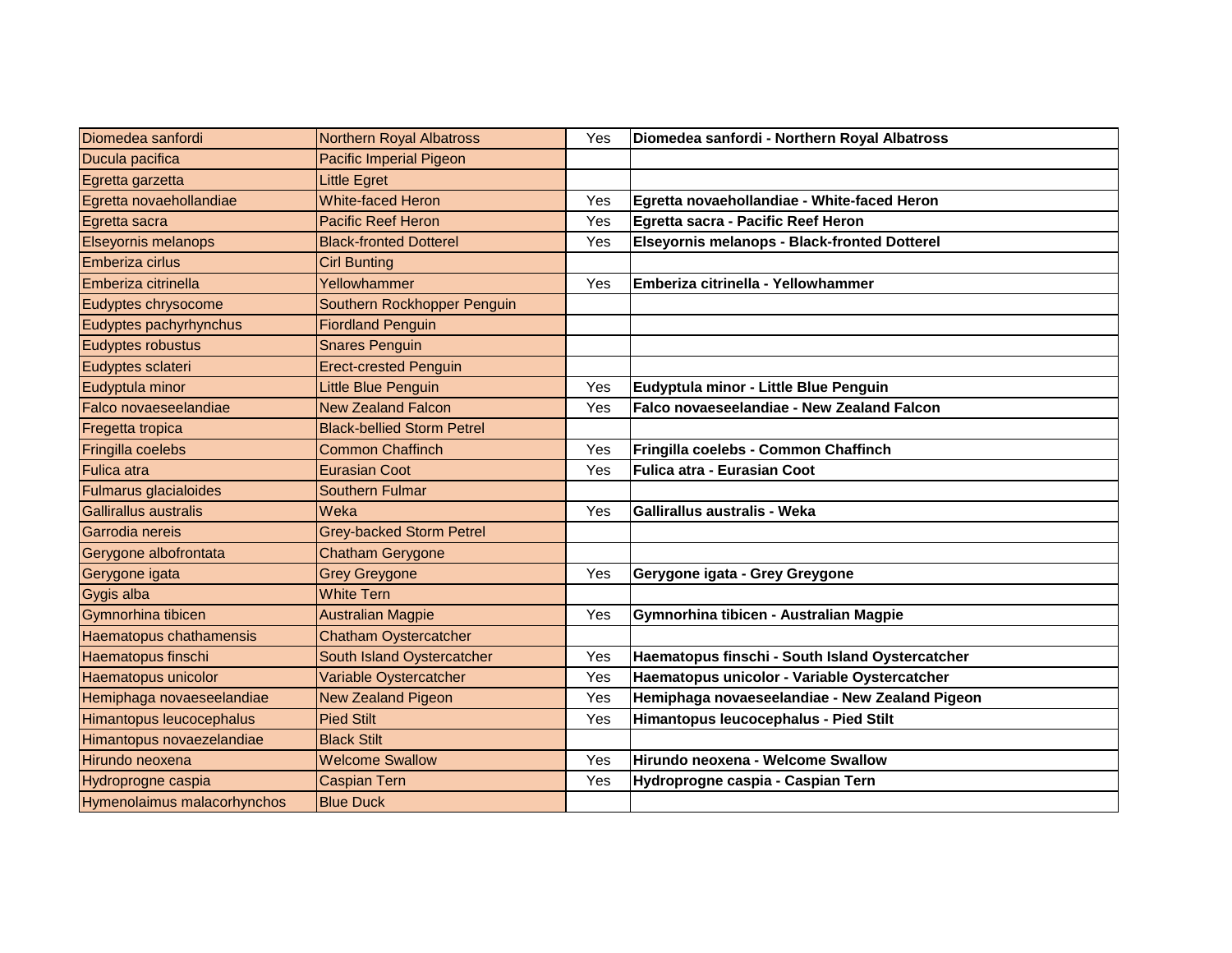| | | | |
|---|---|---|---|
| Diomedea sanfordi | Northern Royal Albatross | Yes | **Diomedea sanfordi - Northern Royal Albatross** |
| Ducula pacifica | Pacific Imperial Pigeon | | |
| Egretta garzetta | Little Egret | | |
| Egretta novaehollandiae | White-faced Heron | Yes | **Egretta novaehollandiae - White-faced Heron** |
| Egretta sacra | Pacific Reef Heron | Yes | **Egretta sacra - Pacific Reef Heron** |
| Elseyornis melanops | Black-fronted Dotterel | Yes | **Elseyornis melanops - Black-fronted Dotterel** |
| Emberiza cirlus | Cirl Bunting | | |
| Emberiza citrinella | Yellowhammer | Yes | **Emberiza citrinella - Yellowhammer** |
| Eudyptes chrysocome | Southern Rockhopper Penguin | | |
| Eudyptes pachyrhynchus | Fiordland Penguin | | |
| Eudyptes robustus | Snares Penguin | | |
| Eudyptes sclateri | Erect-crested Penguin | | |
| Eudyptula minor | Little Blue Penguin | Yes | **Eudyptula minor - Little Blue Penguin** |
| Falco novaeseelandiae | New Zealand Falcon | Yes | **Falco novaeseelandiae - New Zealand Falcon** |
| Fregetta tropica | Black-bellied Storm Petrel | | |
| Fringilla coelebs | Common Chaffinch | Yes | **Fringilla coelebs - Common Chaffinch** |
| Fulica atra | Eurasian Coot | Yes | **Fulica atra - Eurasian Coot** |
| Fulmarus glacialoides | Southern Fulmar | | |
| Gallirallus australis | Weka | Yes | **Gallirallus australis - Weka** |
| Garrodia nereis | Grey-backed Storm Petrel | | |
| Gerygone albofrontata | Chatham Gerygone | | |
| Gerygone igata | Grey Greygone | Yes | **Gerygone igata - Grey Greygone** |
| Gygis alba | White Tern | | |
| Gymnorhina tibicen | Australian Magpie | Yes | **Gymnorhina tibicen - Australian Magpie** |
| Haematopus chathamensis | Chatham Oystercatcher | | |
| Haematopus finschi | South Island Oystercatcher | Yes | **Haematopus finschi - South Island Oystercatcher** |
| Haematopus unicolor | Variable Oystercatcher | Yes | **Haematopus unicolor - Variable Oystercatcher** |
| Hemiphaga novaeseelandiae | New Zealand Pigeon | Yes | **Hemiphaga novaeseelandiae - New Zealand Pigeon** |
| Himantopus leucocephalus | Pied Stilt | Yes | **Himantopus leucocephalus - Pied Stilt** |
| Himantopus novaezelandiae | Black Stilt | | |
| Hirundo neoxena | Welcome Swallow | Yes | **Hirundo neoxena - Welcome Swallow** |
| Hydroprogne caspia | Caspian Tern | Yes | **Hydroprogne caspia - Caspian Tern** |
| Hymenolaimus malacorhynchos | Blue Duck | | |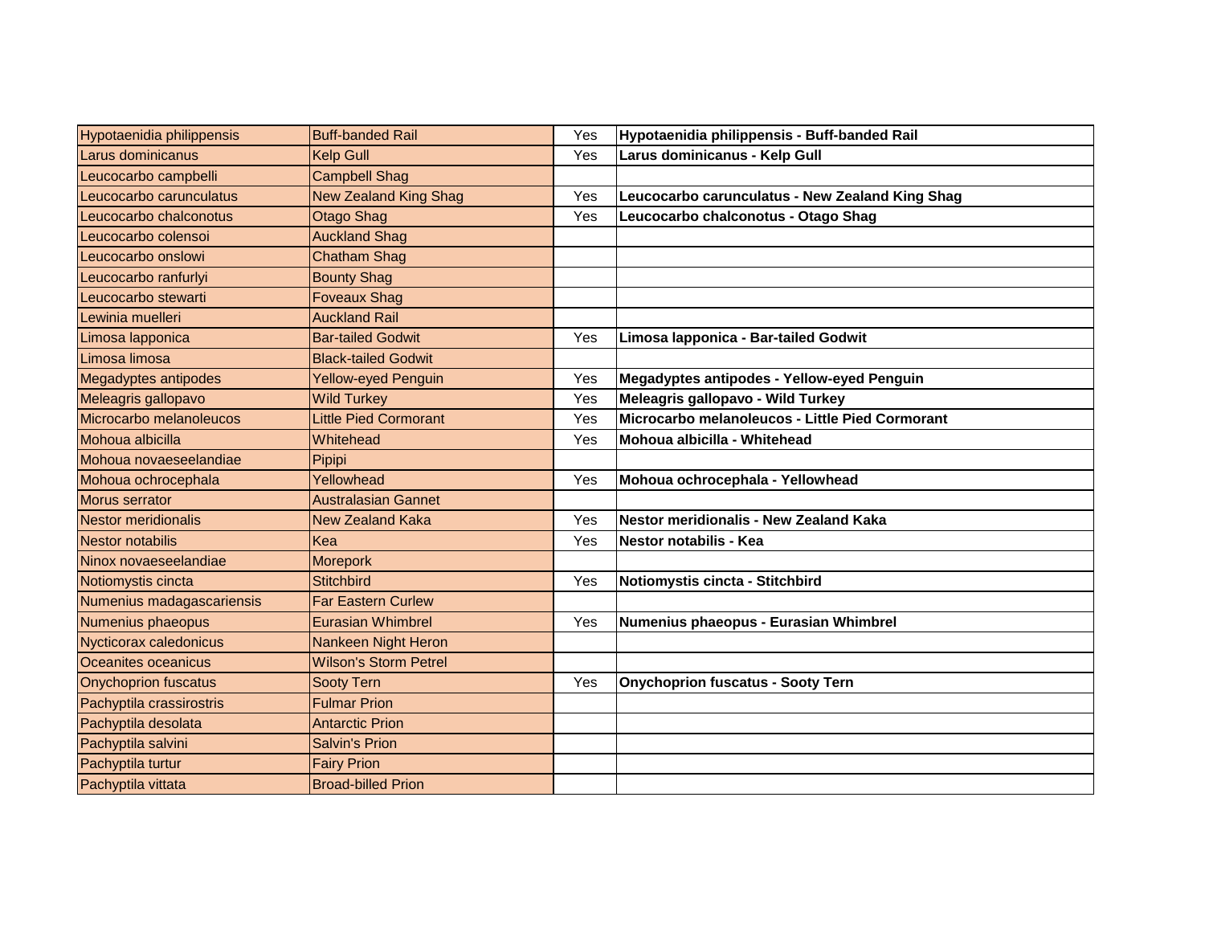| Hypotaenidia philippensis | Buff-banded Rail | Yes | **Hypotaenidia philippensis - Buff-banded Rail** |
|---|---|---|---|
| Larus dominicanus | Kelp Gull | Yes | **Larus dominicanus - Kelp Gull** |
| Leucocarbo campbelli | Campbell Shag | | |
| Leucocarbo carunculatus | New Zealand King Shag | Yes | **Leucocarbo carunculatus - New Zealand King Shag** |
| Leucocarbo chalconotus | Otago Shag | Yes | **Leucocarbo chalconotus - Otago Shag** |
| Leucocarbo colensoi | Auckland Shag | | |
| Leucocarbo onslowi | Chatham Shag | | |
| Leucocarbo ranfurlyi | Bounty Shag | | |
| Leucocarbo stewarti | Foveaux Shag | | |
| Lewinia muelleri | Auckland Rail | | |
| Limosa lapponica | Bar-tailed Godwit | Yes | **Limosa lapponica - Bar-tailed Godwit** |
| Limosa limosa | Black-tailed Godwit | | |
| Megadyptes antipodes | Yellow-eyed Penguin | Yes | **Megadyptes antipodes - Yellow-eyed Penguin** |
| Meleagris gallopavo | Wild Turkey | Yes | **Meleagris gallopavo - Wild Turkey** |
| Microcarbo melanoleucos | Little Pied Cormorant | Yes | **Microcarbo melanoleucos - Little Pied Cormorant** |
| Mohoua albicilla | Whitehead | Yes | **Mohoua albicilla - Whitehead** |
| Mohoua novaeseelandiae | Pipipi | | |
| Mohoua ochrocephala | Yellowhead | Yes | **Mohoua ochrocephala - Yellowhead** |
| Morus serrator | Australasian Gannet | | |
| Nestor meridionalis | New Zealand Kaka | Yes | **Nestor meridionalis - New Zealand Kaka** |
| Nestor notabilis | Kea | Yes | **Nestor notabilis - Kea** |
| Ninox novaeseelandiae | Morepork | | |
| Notiomystis cincta | Stitchbird | Yes | **Notiomystis cincta - Stitchbird** |
| Numenius madagascariensis | Far Eastern Curlew | | |
| Numenius phaeopus | Eurasian Whimbrel | Yes | **Numenius phaeopus - Eurasian Whimbrel** |
| Nycticorax caledonicus | Nankeen Night Heron | | |
| Oceanites oceanicus | Wilson's Storm Petrel | | |
| Onychoprion fuscatus | Sooty Tern | Yes | **Onychoprion fuscatus - Sooty Tern** |
| Pachyptila crassirostris | Fulmar Prion | | |
| Pachyptila desolata | Antarctic Prion | | |
| Pachyptila salvini | Salvin's Prion | | |
| Pachyptila turtur | Fairy Prion | | |
| Pachyptila vittata | Broad-billed Prion | | |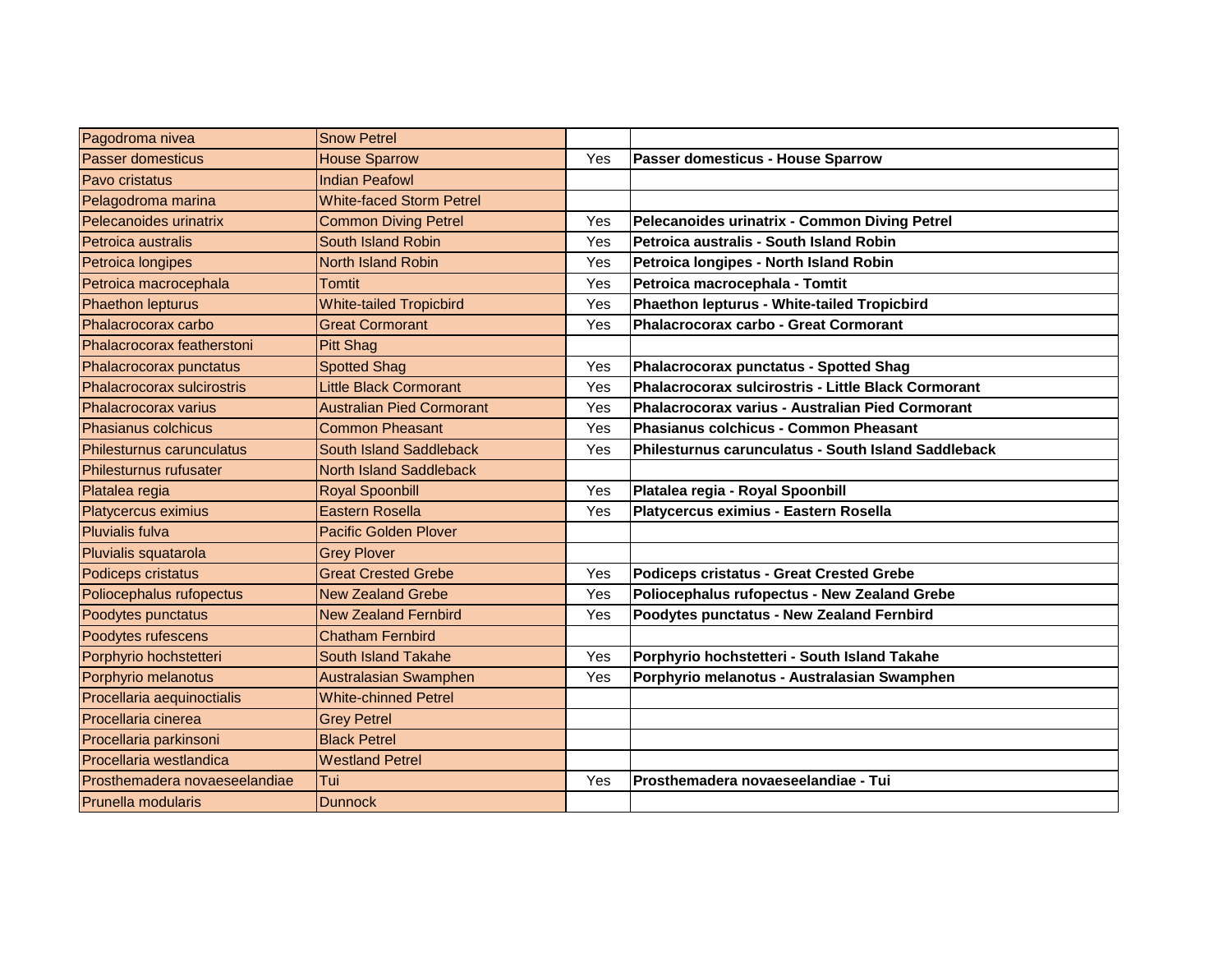| | | | |
|---|---|---|---|
| Pagodroma nivea | Snow Petrel | | |
| Passer domesticus | House Sparrow | Yes | **Passer domesticus - House Sparrow** |
| Pavo cristatus | Indian Peafowl | | |
| Pelagodroma marina | White-faced Storm Petrel | | |
| Pelecanoides urinatrix | Common Diving Petrel | Yes | **Pelecanoides urinatrix - Common Diving Petrel** |
| Petroica australis | South Island Robin | Yes | **Petroica australis - South Island Robin** |
| Petroica longipes | North Island Robin | Yes | **Petroica longipes - North Island Robin** |
| Petroica macrocephala | Tomtit | Yes | **Petroica macrocephala - Tomtit** |
| Phaethon lepturus | White-tailed Tropicbird | Yes | **Phaethon lepturus - White-tailed Tropicbird** |
| Phalacrocorax carbo | Great Cormorant | Yes | **Phalacrocorax carbo - Great Cormorant** |
| Phalacrocorax featherstoni | Pitt Shag | | |
| Phalacrocorax punctatus | Spotted Shag | Yes | **Phalacrocorax punctatus - Spotted Shag** |
| Phalacrocorax sulcirostris | Little Black Cormorant | Yes | **Phalacrocorax sulcirostris - Little Black Cormorant** |
| Phalacrocorax varius | Australian Pied Cormorant | Yes | **Phalacrocorax varius - Australian Pied Cormorant** |
| Phasianus colchicus | Common Pheasant | Yes | **Phasianus colchicus - Common Pheasant** |
| Philesturnus carunculatus | South Island Saddleback | Yes | **Philesturnus carunculatus - South Island Saddleback** |
| Philesturnus rufusater | North Island Saddleback | | |
| Platalea regia | Royal Spoonbill | Yes | **Platalea regia - Royal Spoonbill** |
| Platycercus eximius | Eastern Rosella | Yes | **Platycercus eximius - Eastern Rosella** |
| Pluvialis fulva | Pacific Golden Plover | | |
| Pluvialis squatarola | Grey Plover | | |
| Podiceps cristatus | Great Crested Grebe | Yes | **Podiceps cristatus - Great Crested Grebe** |
| Poliocephalus rufopectus | New Zealand Grebe | Yes | **Poliocephalus rufopectus - New Zealand Grebe** |
| Poodytes punctatus | New Zealand Fernbird | Yes | **Poodytes punctatus - New Zealand Fernbird** |
| Poodytes rufescens | Chatham Fernbird | | |
| Porphyrio hochstetteri | South Island Takahe | Yes | **Porphyrio hochstetteri - South Island Takahe** |
| Porphyrio melanotus | Australasian Swamphen | Yes | **Porphyrio melanotus - Australasian Swamphen** |
| Procellaria aequinoctialis | White-chinned Petrel | | |
| Procellaria cinerea | Grey Petrel | | |
| Procellaria parkinsoni | Black Petrel | | |
| Procellaria westlandica | Westland Petrel | | |
| Prosthemadera novaeseelandiae | Tui | Yes | **Prosthemadera novaeseelandiae - Tui** |
| Prunella modularis | Dunnock | | |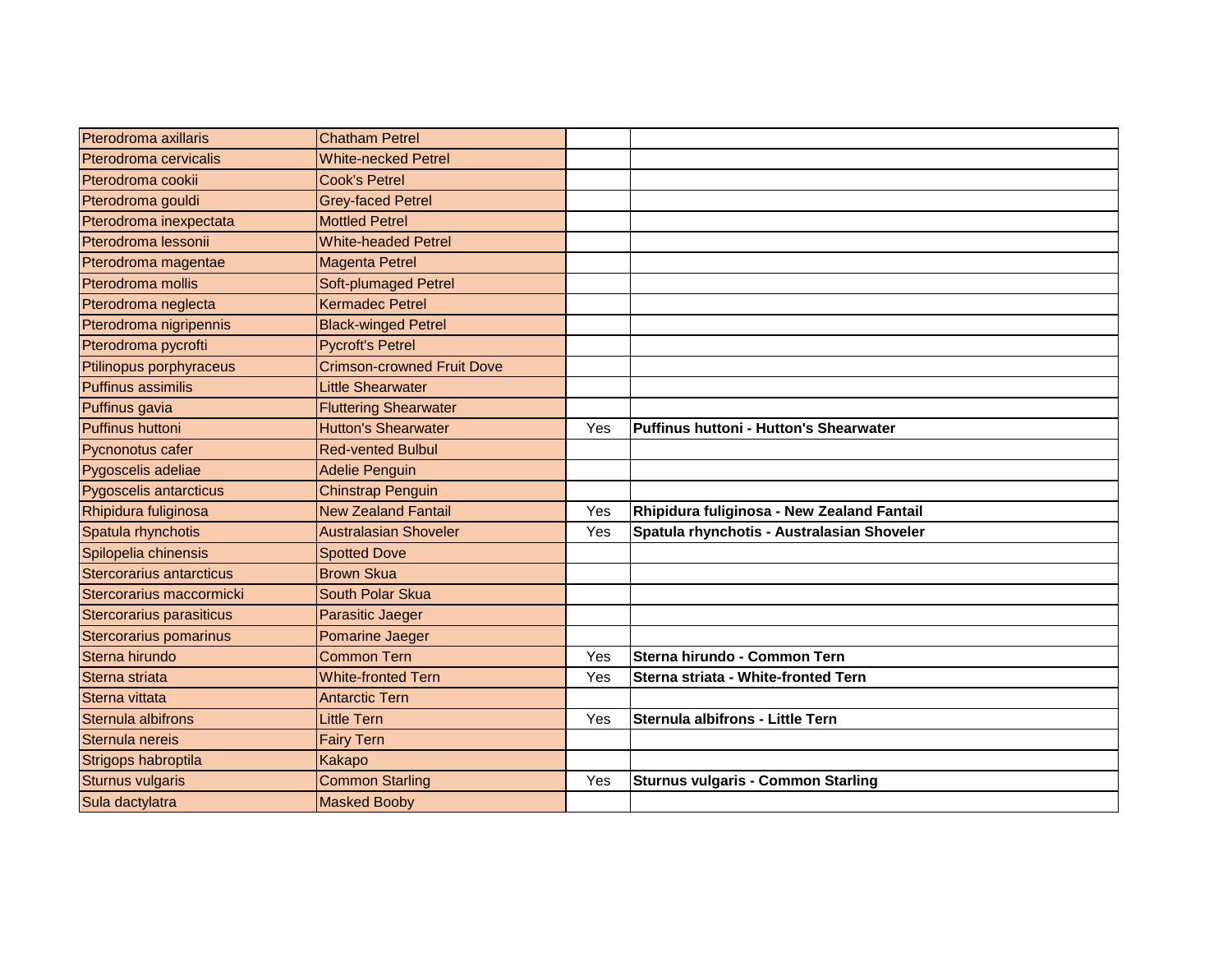| | | | |
|---|---|---|---|
| Pterodroma axillaris | Chatham Petrel | | |
| Pterodroma cervicalis | White-necked Petrel | | |
| Pterodroma cookii | Cook's Petrel | | |
| Pterodroma gouldi | Grey-faced Petrel | | |
| Pterodroma inexpectata | Mottled Petrel | | |
| Pterodroma lessonii | White-headed Petrel | | |
| Pterodroma magentae | Magenta Petrel | | |
| Pterodroma mollis | Soft-plumaged Petrel | | |
| Pterodroma neglecta | Kermadec Petrel | | |
| Pterodroma nigripennis | Black-winged Petrel | | |
| Pterodroma pycrofti | Pycroft's Petrel | | |
| Ptilinopus porphyraceus | Crimson-crowned Fruit Dove | | |
| Puffinus assimilis | Little Shearwater | | |
| Puffinus gavia | Fluttering Shearwater | | |
| Puffinus huttoni | Hutton's Shearwater | Yes | **Puffinus huttoni - Hutton's Shearwater** |
| Pycnonotus cafer | Red-vented Bulbul | | |
| Pygoscelis adeliae | Adelie Penguin | | |
| Pygoscelis antarcticus | Chinstrap Penguin | | |
| Rhipidura fuliginosa | New Zealand Fantail | Yes | **Rhipidura fuliginosa - New Zealand Fantail** |
| Spatula rhynchotis | Australasian Shoveler | Yes | **Spatula rhynchotis - Australasian Shoveler** |
| Spilopelia chinensis | Spotted Dove | | |
| Stercorarius antarcticus | Brown Skua | | |
| Stercorarius maccormicki | South Polar Skua | | |
| Stercorarius parasiticus | Parasitic Jaeger | | |
| Stercorarius pomarinus | Pomarine Jaeger | | |
| Sterna hirundo | Common Tern | Yes | **Sterna hirundo - Common Tern** |
| Sterna striata | White-fronted Tern | Yes | **Sterna striata - White-fronted Tern** |
| Sterna vittata | Antarctic Tern | | |
| Sternula albifrons | Little Tern | Yes | **Sternula albifrons - Little Tern** |
| Sternula nereis | Fairy Tern | | |
| Strigops habroptila | Kakapo | | |
| Sturnus vulgaris | Common Starling | Yes | **Sturnus vulgaris - Common Starling** |
| Sula dactylatra | Masked Booby | | |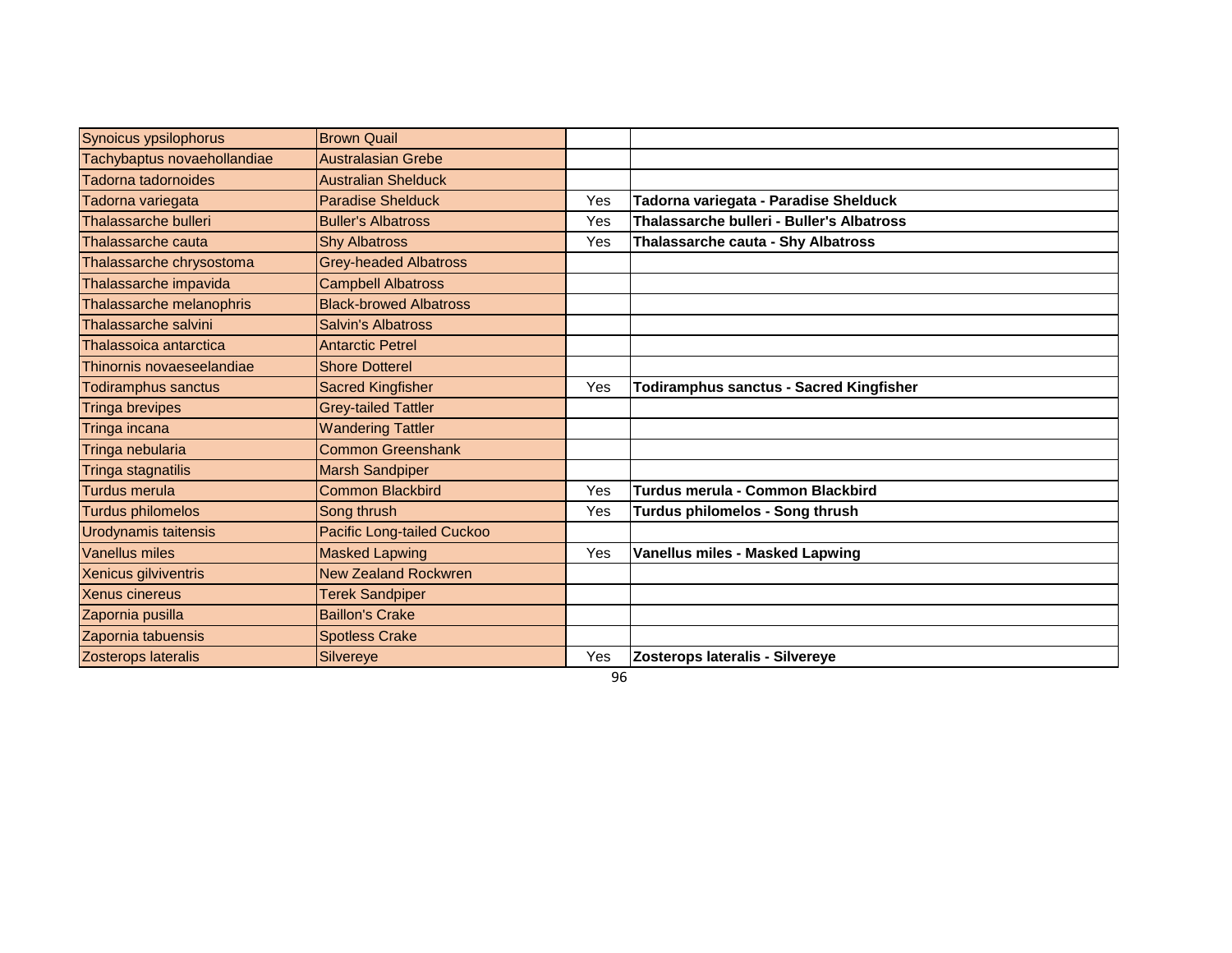| | | | |
|---|---|---|---|
| Synoicus ypsilophorus | Brown Quail | | |
| Tachybaptus novaehollandiae | Australasian Grebe | | |
| Tadorna tadornoides | Australian Shelduck | | |
| Tadorna variegata | Paradise Shelduck | Yes | **Tadorna variegata - Paradise Shelduck** |
| Thalassarche bulleri | Buller's Albatross | Yes | **Thalassarche bulleri - Buller's Albatross** |
| Thalassarche cauta | Shy Albatross | Yes | **Thalassarche cauta - Shy Albatross** |
| Thalassarche chrysostoma | Grey-headed Albatross | | |
| Thalassarche impavida | Campbell Albatross | | |
| Thalassarche melanophris | Black-browed Albatross | | |
| Thalassarche salvini | Salvin's Albatross | | |
| Thalassoica antarctica | Antarctic Petrel | | |
| Thinornis novaeseelandiae | Shore Dotterel | | |
| Todiramphus sanctus | Sacred Kingfisher | Yes | **Todiramphus sanctus - Sacred Kingfisher** |
| Tringa brevipes | Grey-tailed Tattler | | |
| Tringa incana | Wandering Tattler | | |
| Tringa nebularia | Common Greenshank | | |
| Tringa stagnatilis | Marsh Sandpiper | | |
| Turdus merula | Common Blackbird | Yes | **Turdus merula - Common Blackbird** |
| Turdus philomelos | Song thrush | Yes | **Turdus philomelos - Song thrush** |
| Urodynamis taitensis | Pacific Long-tailed Cuckoo | | |
| Vanellus miles | Masked Lapwing | Yes | **Vanellus miles - Masked Lapwing** |
| Xenicus gilviventris | New Zealand Rockwren | | |
| Xenus cinereus | Terek Sandpiper | | |
| Zapornia pusilla | Baillon's Crake | | |
| Zapornia tabuensis | Spotless Crake | | |
| Zosterops lateralis | Silvereye | Yes | **Zosterops lateralis - Silvereye** |